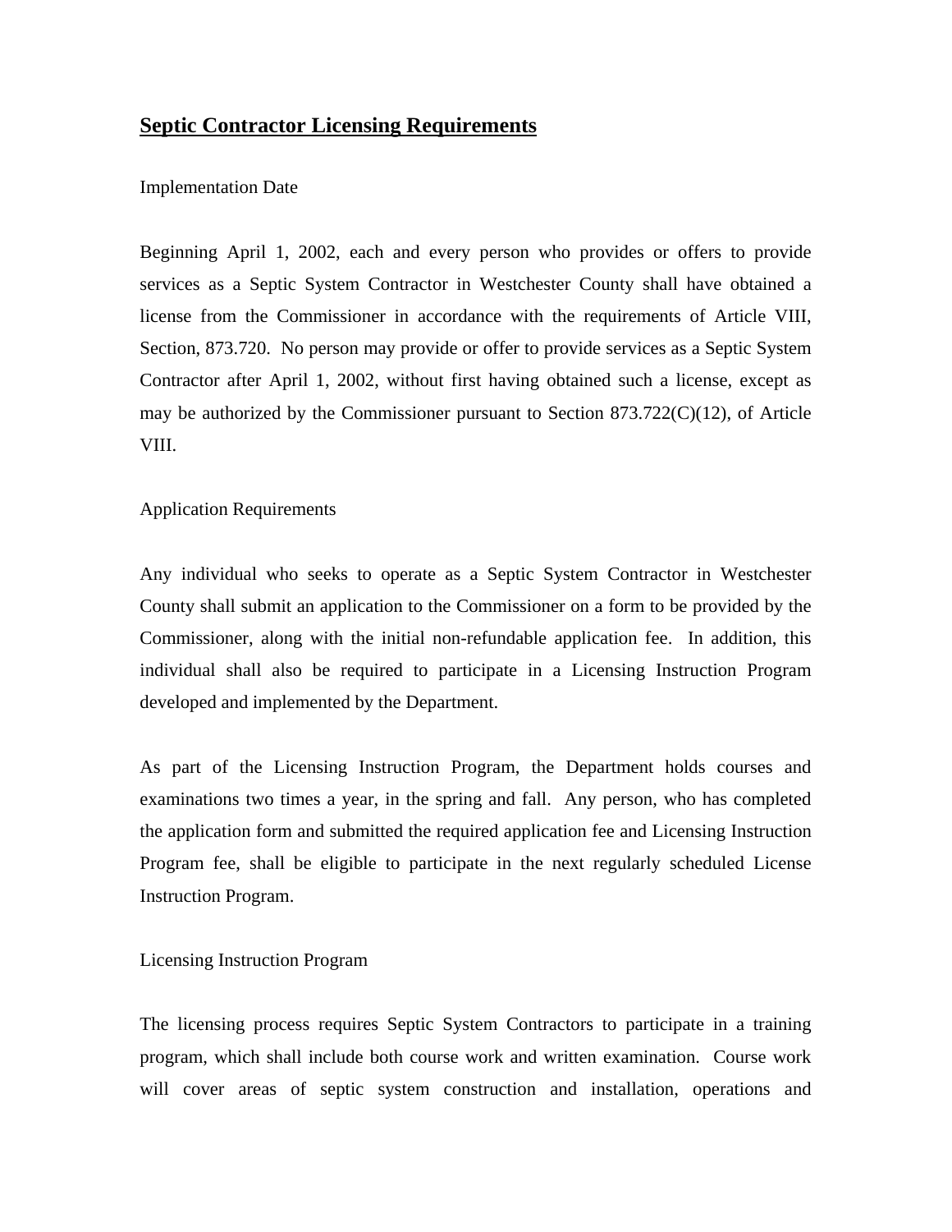# Septic Contractor Licensing Requirements

Implementation Date

Beginning April 1, 2002, each and every person who provides or offers to provide services as a Septic System Contractor in Westchester County shall have obtained a license from the Commissioner in accordance with the requirements of Article VIII, Section, 873.720. No person may provide or offer to provide services as a Septic System Contractor after April 1, 2002, without first having obtained such a license, except as may be authorized by the Commissioner pursuant to Section 873.722(C)(12), of Article VIII.

Application Requirements

Any individual who seeks to operate as a Septic System Contractor in Westchester County shall submit an application to the Commissioner on a form to be provided by the Commissioner, along with the initial non-refundable application fee. In addition, this individual shall also be required to participate in a Licensing Instruction Program developed and implemented by the Department.

As part of the Licensing Instruction Program, the Department holds courses and examinations two times a year, in the spring and fall. Any person, who has completed the application form and submitted the required application fee and Licensing Instruction Program fee, shall be eligible to participate in the next regularly scheduled License Instruction Program.

Licensing Instruction Program

The licensing process requires Septic System Contractors to participate in a training program, which shall include both course work and written examination. Course work will cover areas of septic system construction and installation, operations and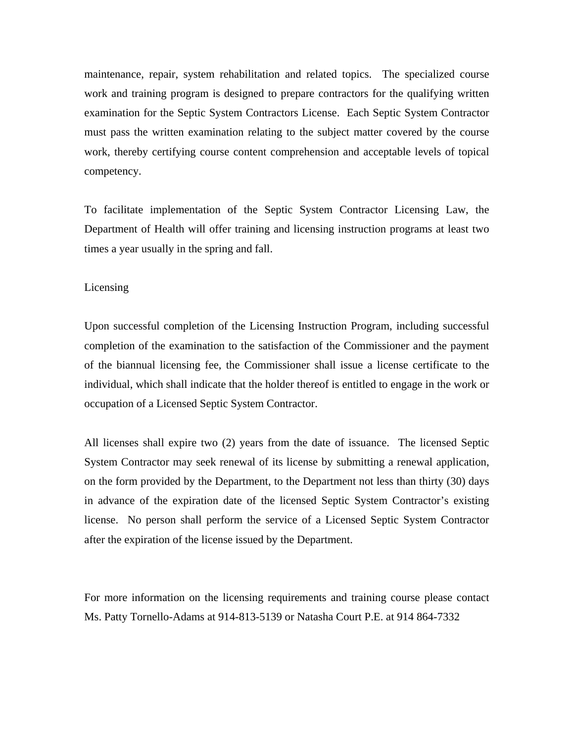maintenance, repair, system rehabilitation and related topics. The specialized course work and training program is designed to prepare contractors for the qualifying written examination for the Septic System Contractors License. Each Septic System Contractor must pass the written examination relating to the subject matter covered by the course work, thereby certifying course content comprehension and acceptable levels of topical competency.

To facilitate implementation of the Septic System Contractor Licensing Law, the Department of Health will offer training and licensing instruction programs at least two times a year usually in the spring and fall.

## Licensing

Upon successful completion of the Licensing Instruction Program, including successful completion of the examination to the satisfaction of the Commissioner and the payment of the biannual licensing fee, the Commissioner shall issue a license certificate to the individual, which shall indicate that the holder thereof is entitled to engage in the work or occupation of a Licensed Septic System Contractor.

All licenses shall expire two (2) years from the date of issuance. The licensed Septic System Contractor may seek renewal of its license by submitting a renewal application, on the form provided by the Department, to the Department not less than thirty (30) days in advance of the expiration date of the licensed Septic System Contractor's existing license. No person shall perform the service of a Licensed Septic System Contractor after the expiration of the license issued by the Department.

For more information on the licensing requirements and training course please contact Ms. Patty Tornello-Adams at 914-813-5139 or Natasha Court P.E. at 914 864-7332